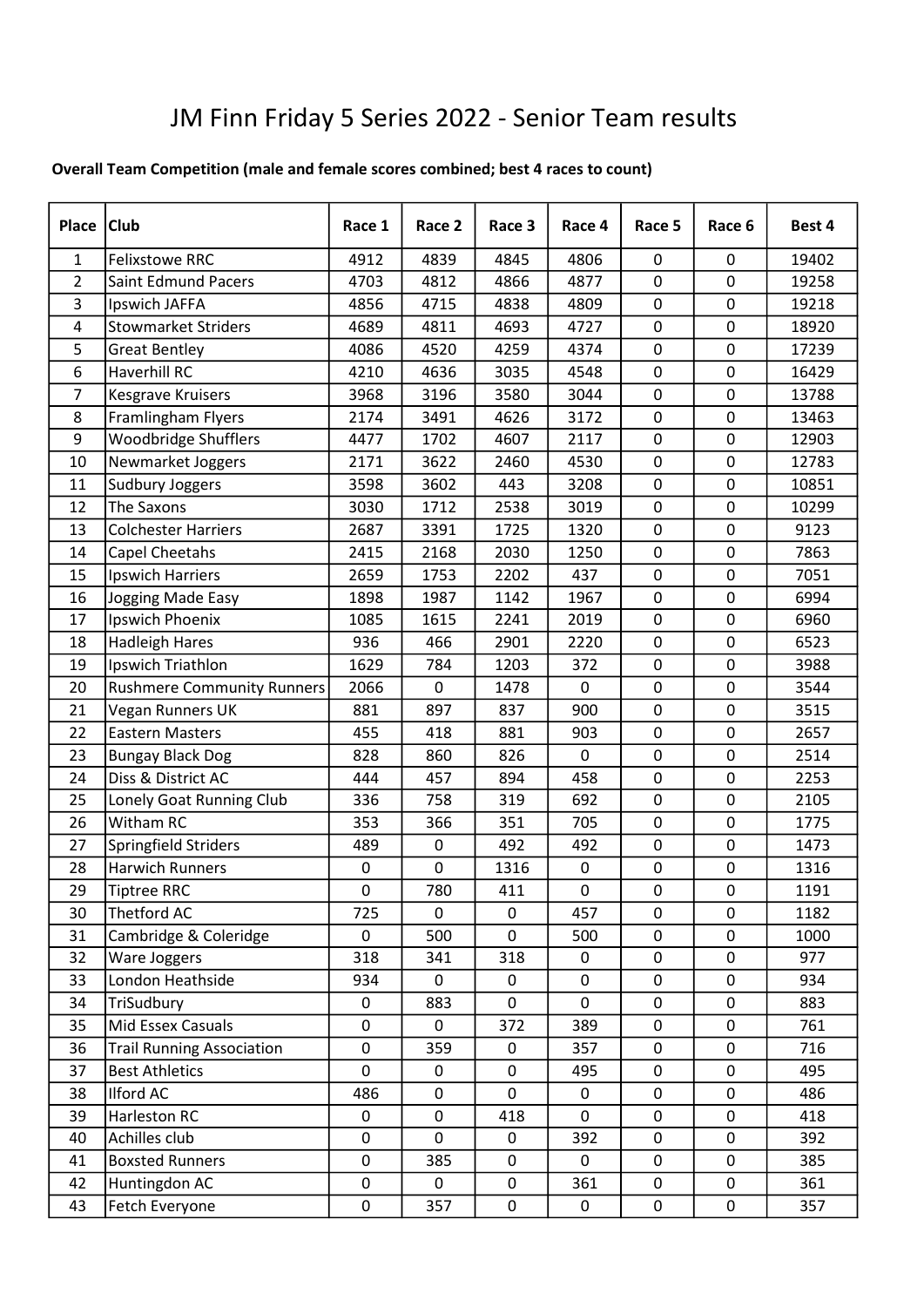# JM Finn Friday 5 Series 2022 - Senior Team results

**Overall Team Competition (male and female scores combined; best 4 races to count)**

| Place | Club | Race 1 | Race 2 | Race 3 | Race 4 | Race 5 | Race 6 | Best 4 |
|---|---|---|---|---|---|---|---|---|
| 1 | Felixstowe RRC | 4912 | 4839 | 4845 | 4806 | 0 | 0 | 19402 |
| 2 | Saint Edmund Pacers | 4703 | 4812 | 4866 | 4877 | 0 | 0 | 19258 |
| 3 | Ipswich JAFFA | 4856 | 4715 | 4838 | 4809 | 0 | 0 | 19218 |
| 4 | Stowmarket Striders | 4689 | 4811 | 4693 | 4727 | 0 | 0 | 18920 |
| 5 | Great Bentley | 4086 | 4520 | 4259 | 4374 | 0 | 0 | 17239 |
| 6 | Haverhill RC | 4210 | 4636 | 3035 | 4548 | 0 | 0 | 16429 |
| 7 | Kesgrave Kruisers | 3968 | 3196 | 3580 | 3044 | 0 | 0 | 13788 |
| 8 | Framlingham Flyers | 2174 | 3491 | 4626 | 3172 | 0 | 0 | 13463 |
| 9 | Woodbridge Shufflers | 4477 | 1702 | 4607 | 2117 | 0 | 0 | 12903 |
| 10 | Newmarket Joggers | 2171 | 3622 | 2460 | 4530 | 0 | 0 | 12783 |
| 11 | Sudbury Joggers | 3598 | 3602 | 443 | 3208 | 0 | 0 | 10851 |
| 12 | The Saxons | 3030 | 1712 | 2538 | 3019 | 0 | 0 | 10299 |
| 13 | Colchester Harriers | 2687 | 3391 | 1725 | 1320 | 0 | 0 | 9123 |
| 14 | Capel Cheetahs | 2415 | 2168 | 2030 | 1250 | 0 | 0 | 7863 |
| 15 | Ipswich Harriers | 2659 | 1753 | 2202 | 437 | 0 | 0 | 7051 |
| 16 | Jogging Made Easy | 1898 | 1987 | 1142 | 1967 | 0 | 0 | 6994 |
| 17 | Ipswich Phoenix | 1085 | 1615 | 2241 | 2019 | 0 | 0 | 6960 |
| 18 | Hadleigh Hares | 936 | 466 | 2901 | 2220 | 0 | 0 | 6523 |
| 19 | Ipswich Triathlon | 1629 | 784 | 1203 | 372 | 0 | 0 | 3988 |
| 20 | Rushmere Community Runners | 2066 | 0 | 1478 | 0 | 0 | 0 | 3544 |
| 21 | Vegan Runners UK | 881 | 897 | 837 | 900 | 0 | 0 | 3515 |
| 22 | Eastern Masters | 455 | 418 | 881 | 903 | 0 | 0 | 2657 |
| 23 | Bungay Black Dog | 828 | 860 | 826 | 0 | 0 | 0 | 2514 |
| 24 | Diss & District AC | 444 | 457 | 894 | 458 | 0 | 0 | 2253 |
| 25 | Lonely Goat Running Club | 336 | 758 | 319 | 692 | 0 | 0 | 2105 |
| 26 | Witham RC | 353 | 366 | 351 | 705 | 0 | 0 | 1775 |
| 27 | Springfield Striders | 489 | 0 | 492 | 492 | 0 | 0 | 1473 |
| 28 | Harwich Runners | 0 | 0 | 1316 | 0 | 0 | 0 | 1316 |
| 29 | Tiptree RRC | 0 | 780 | 411 | 0 | 0 | 0 | 1191 |
| 30 | Thetford AC | 725 | 0 | 0 | 457 | 0 | 0 | 1182 |
| 31 | Cambridge & Coleridge | 0 | 500 | 0 | 500 | 0 | 0 | 1000 |
| 32 | Ware Joggers | 318 | 341 | 318 | 0 | 0 | 0 | 977 |
| 33 | London Heathside | 934 | 0 | 0 | 0 | 0 | 0 | 934 |
| 34 | TriSudbury | 0 | 883 | 0 | 0 | 0 | 0 | 883 |
| 35 | Mid Essex Casuals | 0 | 0 | 372 | 389 | 0 | 0 | 761 |
| 36 | Trail Running Association | 0 | 359 | 0 | 357 | 0 | 0 | 716 |
| 37 | Best Athletics | 0 | 0 | 0 | 495 | 0 | 0 | 495 |
| 38 | Ilford AC | 486 | 0 | 0 | 0 | 0 | 0 | 486 |
| 39 | Harleston RC | 0 | 0 | 418 | 0 | 0 | 0 | 418 |
| 40 | Achilles club | 0 | 0 | 0 | 392 | 0 | 0 | 392 |
| 41 | Boxsted Runners | 0 | 385 | 0 | 0 | 0 | 0 | 385 |
| 42 | Huntingdon AC | 0 | 0 | 0 | 361 | 0 | 0 | 361 |
| 43 | Fetch Everyone | 0 | 357 | 0 | 0 | 0 | 0 | 357 |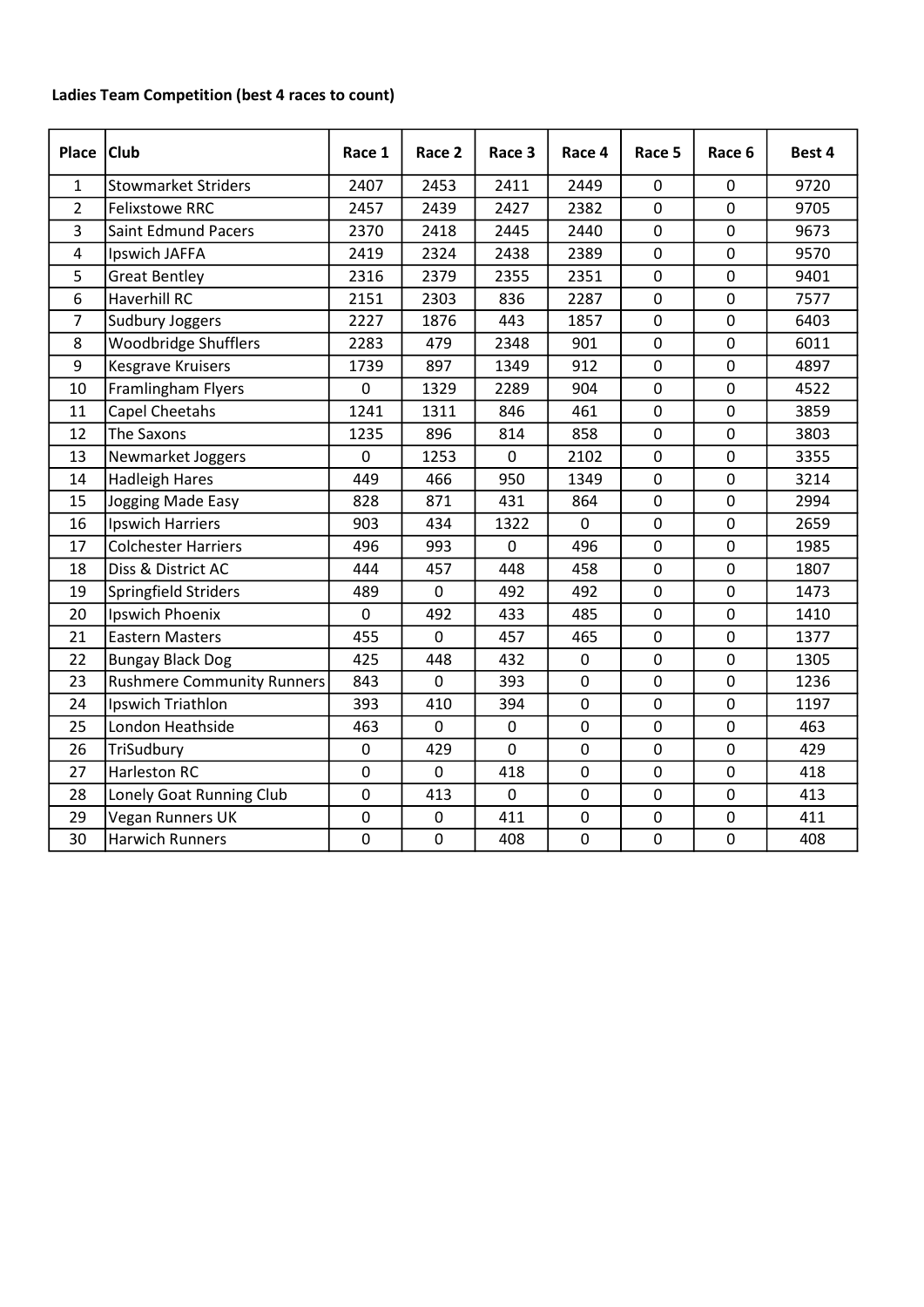**Ladies Team Competition (best 4 races to count)**

| Place | Club | Race 1 | Race 2 | Race 3 | Race 4 | Race 5 | Race 6 | Best 4 |
|---|---|---|---|---|---|---|---|---|
| 1 | Stowmarket Striders | 2407 | 2453 | 2411 | 2449 | 0 | 0 | 9720 |
| 2 | Felixstowe RRC | 2457 | 2439 | 2427 | 2382 | 0 | 0 | 9705 |
| 3 | Saint Edmund Pacers | 2370 | 2418 | 2445 | 2440 | 0 | 0 | 9673 |
| 4 | Ipswich JAFFA | 2419 | 2324 | 2438 | 2389 | 0 | 0 | 9570 |
| 5 | Great Bentley | 2316 | 2379 | 2355 | 2351 | 0 | 0 | 9401 |
| 6 | Haverhill RC | 2151 | 2303 | 836 | 2287 | 0 | 0 | 7577 |
| 7 | Sudbury Joggers | 2227 | 1876 | 443 | 1857 | 0 | 0 | 6403 |
| 8 | Woodbridge Shufflers | 2283 | 479 | 2348 | 901 | 0 | 0 | 6011 |
| 9 | Kesgrave Kruisers | 1739 | 897 | 1349 | 912 | 0 | 0 | 4897 |
| 10 | Framlingham Flyers | 0 | 1329 | 2289 | 904 | 0 | 0 | 4522 |
| 11 | Capel Cheetahs | 1241 | 1311 | 846 | 461 | 0 | 0 | 3859 |
| 12 | The Saxons | 1235 | 896 | 814 | 858 | 0 | 0 | 3803 |
| 13 | Newmarket Joggers | 0 | 1253 | 0 | 2102 | 0 | 0 | 3355 |
| 14 | Hadleigh Hares | 449 | 466 | 950 | 1349 | 0 | 0 | 3214 |
| 15 | Jogging Made Easy | 828 | 871 | 431 | 864 | 0 | 0 | 2994 |
| 16 | Ipswich Harriers | 903 | 434 | 1322 | 0 | 0 | 0 | 2659 |
| 17 | Colchester Harriers | 496 | 993 | 0 | 496 | 0 | 0 | 1985 |
| 18 | Diss & District AC | 444 | 457 | 448 | 458 | 0 | 0 | 1807 |
| 19 | Springfield Striders | 489 | 0 | 492 | 492 | 0 | 0 | 1473 |
| 20 | Ipswich Phoenix | 0 | 492 | 433 | 485 | 0 | 0 | 1410 |
| 21 | Eastern Masters | 455 | 0 | 457 | 465 | 0 | 0 | 1377 |
| 22 | Bungay Black Dog | 425 | 448 | 432 | 0 | 0 | 0 | 1305 |
| 23 | Rushmere Community Runners | 843 | 0 | 393 | 0 | 0 | 0 | 1236 |
| 24 | Ipswich Triathlon | 393 | 410 | 394 | 0 | 0 | 0 | 1197 |
| 25 | London Heathside | 463 | 0 | 0 | 0 | 0 | 0 | 463 |
| 26 | TriSudbury | 0 | 429 | 0 | 0 | 0 | 0 | 429 |
| 27 | Harleston RC | 0 | 0 | 418 | 0 | 0 | 0 | 418 |
| 28 | Lonely Goat Running Club | 0 | 413 | 0 | 0 | 0 | 0 | 413 |
| 29 | Vegan Runners UK | 0 | 0 | 411 | 0 | 0 | 0 | 411 |
| 30 | Harwich Runners | 0 | 0 | 408 | 0 | 0 | 0 | 408 |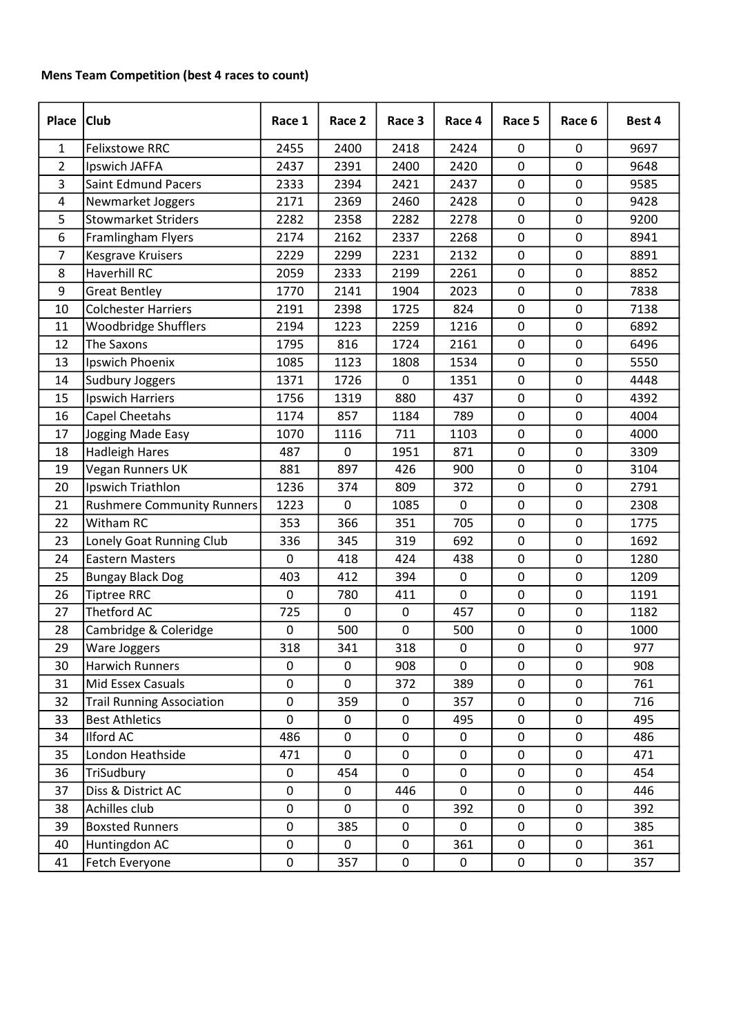**Mens Team Competition (best 4 races to count)**

| Place | Club | Race 1 | Race 2 | Race 3 | Race 4 | Race 5 | Race 6 | Best 4 |
|---|---|---|---|---|---|---|---|---|
| 1 | Felixstowe RRC | 2455 | 2400 | 2418 | 2424 | 0 | 0 | 9697 |
| 2 | Ipswich JAFFA | 2437 | 2391 | 2400 | 2420 | 0 | 0 | 9648 |
| 3 | Saint Edmund Pacers | 2333 | 2394 | 2421 | 2437 | 0 | 0 | 9585 |
| 4 | Newmarket Joggers | 2171 | 2369 | 2460 | 2428 | 0 | 0 | 9428 |
| 5 | Stowmarket Striders | 2282 | 2358 | 2282 | 2278 | 0 | 0 | 9200 |
| 6 | Framlingham Flyers | 2174 | 2162 | 2337 | 2268 | 0 | 0 | 8941 |
| 7 | Kesgrave Kruisers | 2229 | 2299 | 2231 | 2132 | 0 | 0 | 8891 |
| 8 | Haverhill RC | 2059 | 2333 | 2199 | 2261 | 0 | 0 | 8852 |
| 9 | Great Bentley | 1770 | 2141 | 1904 | 2023 | 0 | 0 | 7838 |
| 10 | Colchester Harriers | 2191 | 2398 | 1725 | 824 | 0 | 0 | 7138 |
| 11 | Woodbridge Shufflers | 2194 | 1223 | 2259 | 1216 | 0 | 0 | 6892 |
| 12 | The Saxons | 1795 | 816 | 1724 | 2161 | 0 | 0 | 6496 |
| 13 | Ipswich Phoenix | 1085 | 1123 | 1808 | 1534 | 0 | 0 | 5550 |
| 14 | Sudbury Joggers | 1371 | 1726 | 0 | 1351 | 0 | 0 | 4448 |
| 15 | Ipswich Harriers | 1756 | 1319 | 880 | 437 | 0 | 0 | 4392 |
| 16 | Capel Cheetahs | 1174 | 857 | 1184 | 789 | 0 | 0 | 4004 |
| 17 | Jogging Made Easy | 1070 | 1116 | 711 | 1103 | 0 | 0 | 4000 |
| 18 | Hadleigh Hares | 487 | 0 | 1951 | 871 | 0 | 0 | 3309 |
| 19 | Vegan Runners UK | 881 | 897 | 426 | 900 | 0 | 0 | 3104 |
| 20 | Ipswich Triathlon | 1236 | 374 | 809 | 372 | 0 | 0 | 2791 |
| 21 | Rushmere Community Runners | 1223 | 0 | 1085 | 0 | 0 | 0 | 2308 |
| 22 | Witham RC | 353 | 366 | 351 | 705 | 0 | 0 | 1775 |
| 23 | Lonely Goat Running Club | 336 | 345 | 319 | 692 | 0 | 0 | 1692 |
| 24 | Eastern Masters | 0 | 418 | 424 | 438 | 0 | 0 | 1280 |
| 25 | Bungay Black Dog | 403 | 412 | 394 | 0 | 0 | 0 | 1209 |
| 26 | Tiptree RRC | 0 | 780 | 411 | 0 | 0 | 0 | 1191 |
| 27 | Thetford AC | 725 | 0 | 0 | 457 | 0 | 0 | 1182 |
| 28 | Cambridge & Coleridge | 0 | 500 | 0 | 500 | 0 | 0 | 1000 |
| 29 | Ware Joggers | 318 | 341 | 318 | 0 | 0 | 0 | 977 |
| 30 | Harwich Runners | 0 | 0 | 908 | 0 | 0 | 0 | 908 |
| 31 | Mid Essex Casuals | 0 | 0 | 372 | 389 | 0 | 0 | 761 |
| 32 | Trail Running Association | 0 | 359 | 0 | 357 | 0 | 0 | 716 |
| 33 | Best Athletics | 0 | 0 | 0 | 495 | 0 | 0 | 495 |
| 34 | Ilford AC | 486 | 0 | 0 | 0 | 0 | 0 | 486 |
| 35 | London Heathside | 471 | 0 | 0 | 0 | 0 | 0 | 471 |
| 36 | TriSudbury | 0 | 454 | 0 | 0 | 0 | 0 | 454 |
| 37 | Diss & District AC | 0 | 0 | 446 | 0 | 0 | 0 | 446 |
| 38 | Achilles club | 0 | 0 | 0 | 392 | 0 | 0 | 392 |
| 39 | Boxsted Runners | 0 | 385 | 0 | 0 | 0 | 0 | 385 |
| 40 | Huntingdon AC | 0 | 0 | 0 | 361 | 0 | 0 | 361 |
| 41 | Fetch Everyone | 0 | 357 | 0 | 0 | 0 | 0 | 357 |